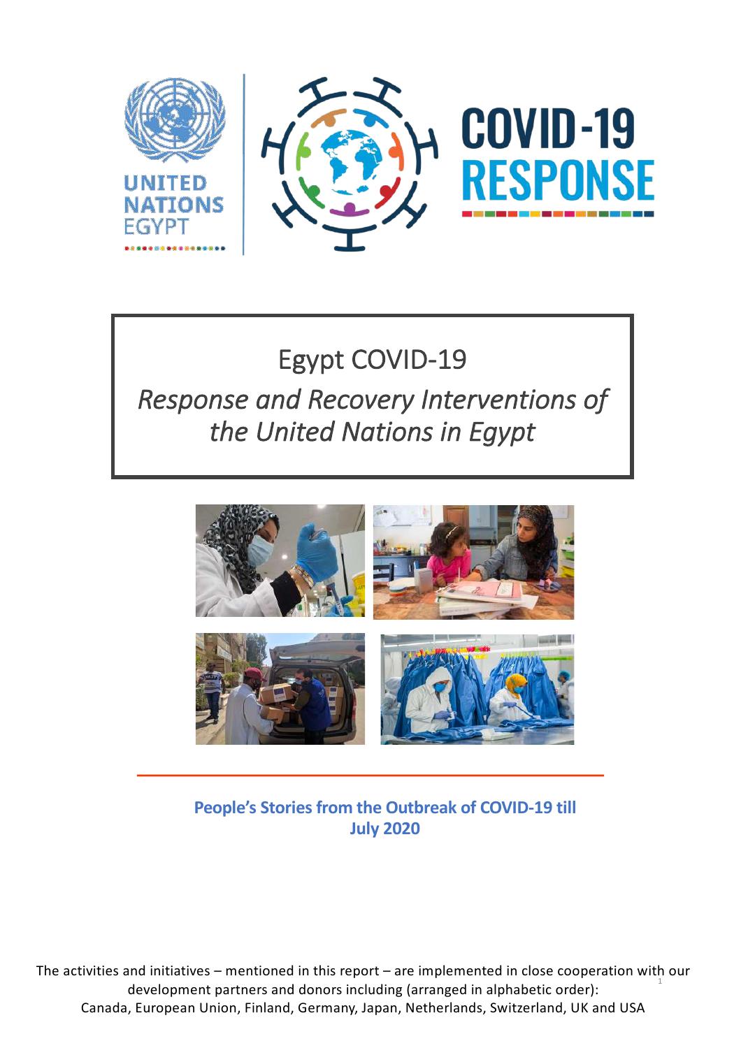UNITED NATIONS EGYPT

COVID-19 RESPONSE

# Egypt COVID-19

## *Response and Recovery Interventions of the United Nations in Egypt*

**People's Stories from the Outbreak of COVID-19 till July 2020**

The activities and initiatives – mentioned in this report – are implemented in close cooperation with our development partners and donors including (arranged in alphabetic order): Canada, European Union, Finland, Germany, Japan, Netherlands, Switzerland, UK and USA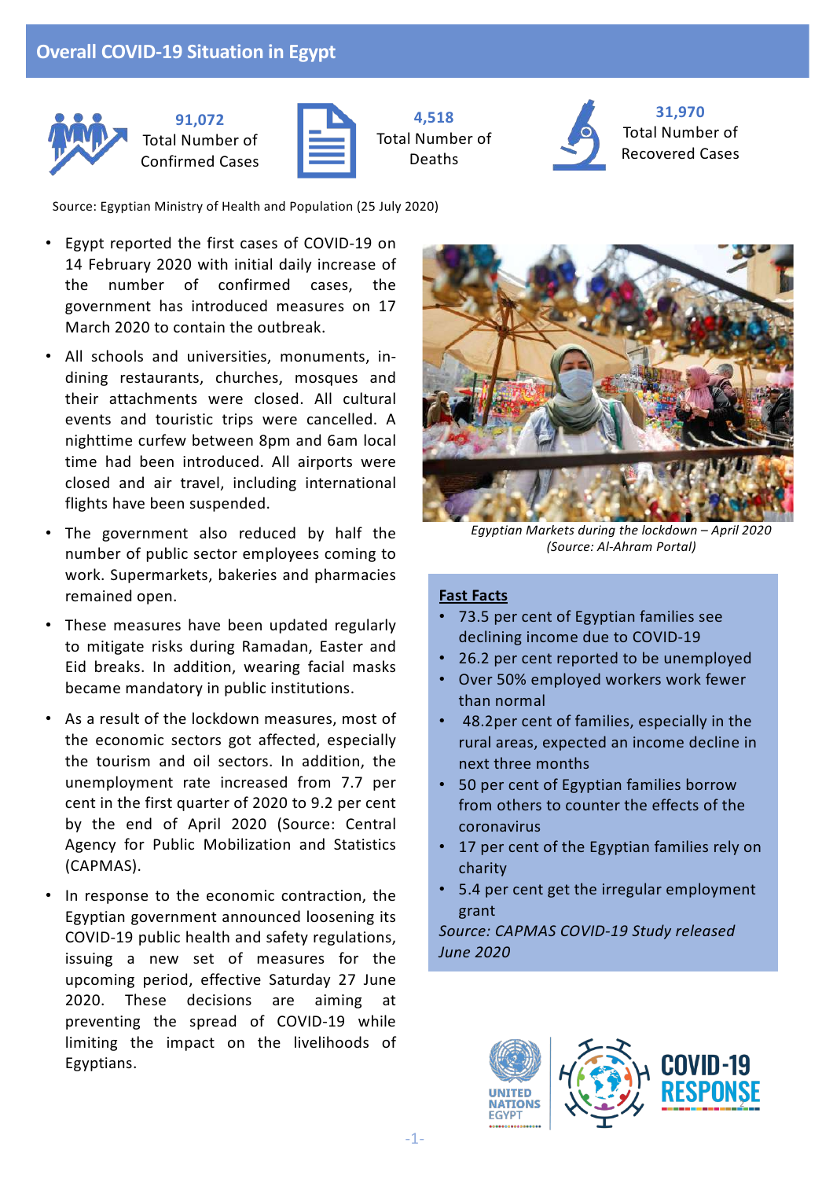## Overall COVID-19 Situation in Egypt

**91,072**
Total Number of Confirmed Cases

**4,518**
Total Number of Deaths

**31,970**
Total Number of Recovered Cases

Source: Egyptian Ministry of Health and Population (25 July 2020)

- Egypt reported the first cases of COVID-19 on 14 February 2020 with initial daily increase of the number of confirmed cases, the government has introduced measures on 17 March 2020 to contain the outbreak.
- All schools and universities, monuments, in-dining restaurants, churches, mosques and their attachments were closed. All cultural events and touristic trips were cancelled. A nighttime curfew between 8pm and 6am local time had been introduced. All airports were closed and air travel, including international flights have been suspended.
- The government also reduced by half the number of public sector employees coming to work. Supermarkets, bakeries and pharmacies remained open.
- These measures have been updated regularly to mitigate risks during Ramadan, Easter and Eid breaks. In addition, wearing facial masks became mandatory in public institutions.
- As a result of the lockdown measures, most of the economic sectors got affected, especially the tourism and oil sectors. In addition, the unemployment rate increased from 7.7 per cent in the first quarter of 2020 to 9.2 per cent by the end of April 2020 (Source: Central Agency for Public Mobilization and Statistics (CAPMAS).
- In response to the economic contraction, the Egyptian government announced loosening its COVID-19 public health and safety regulations, issuing a new set of measures for the upcoming period, effective Saturday 27 June 2020. These decisions are aiming at preventing the spread of COVID-19 while limiting the impact on the livelihoods of Egyptians.

*Egyptian Markets during the lockdown – April 2020 (Source: Al-Ahram Portal)*

**Fast Facts**

- 73.5 per cent of Egyptian families see declining income due to COVID-19
- 26.2 per cent reported to be unemployed
- Over 50% employed workers work fewer than normal
- 48.2per cent of families, especially in the rural areas, expected an income decline in next three months
- 50 per cent of Egyptian families borrow from others to counter the effects of the coronavirus
- 17 per cent of the Egyptian families rely on charity
- 5.4 per cent get the irregular employment grant

*Source: CAPMAS COVID-19 Study released June 2020*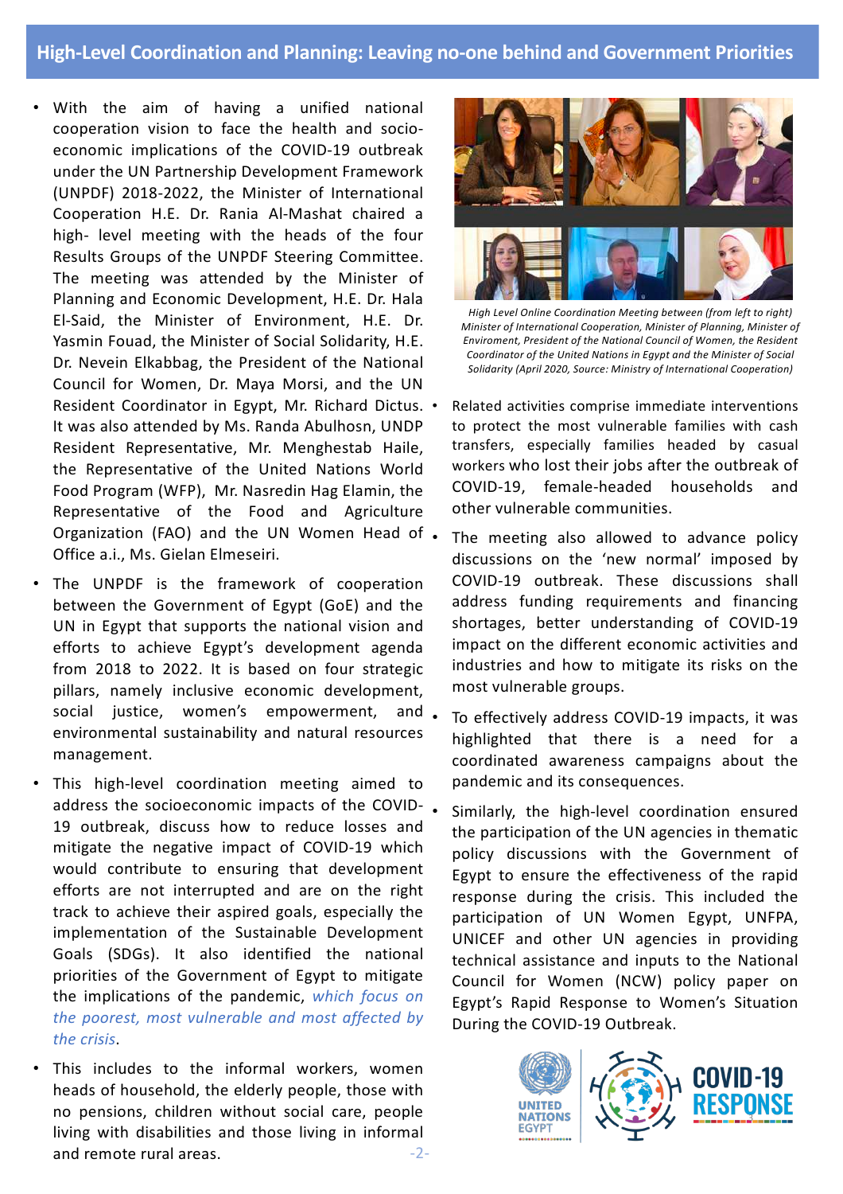## High-Level Coordination and Planning: Leaving no-one behind and Government Priorities

- With the aim of having a unified national cooperation vision to face the health and socio-economic implications of the COVID-19 outbreak under the UN Partnership Development Framework (UNPDF) 2018-2022, the Minister of International Cooperation H.E. Dr. Rania Al-Mashat chaired a high- level meeting with the heads of the four Results Groups of the UNPDF Steering Committee. The meeting was attended by the Minister of Planning and Economic Development, H.E. Dr. Hala El-Said, the Minister of Environment, H.E. Dr. Yasmin Fouad, the Minister of Social Solidarity, H.E. Dr. Nevein Elkabbag, the President of the National Council for Women, Dr. Maya Morsi, and the UN Resident Coordinator in Egypt, Mr. Richard Dictus. It was also attended by Ms. Randa Abulhosn, UNDP Resident Representative, Mr. Menghestab Haile, the Representative of the United Nations World Food Program (WFP), Mr. Nasredin Hag Elamin, the Representative of the Food and Agriculture Organization (FAO) and the UN Women Head of Office a.i., Ms. Gielan Elmeseiri.
- The UNPDF is the framework of cooperation between the Government of Egypt (GoE) and the UN in Egypt that supports the national vision and efforts to achieve Egypt's development agenda from 2018 to 2022. It is based on four strategic pillars, namely inclusive economic development, social justice, women's empowerment, and environmental sustainability and natural resources management.
- This high-level coordination meeting aimed to address the socioeconomic impacts of the COVID-19 outbreak, discuss how to reduce losses and mitigate the negative impact of COVID-19 which would contribute to ensuring that development efforts are not interrupted and are on the right track to achieve their aspired goals, especially the implementation of the Sustainable Development Goals (SDGs). It also identified the national priorities of the Government of Egypt to mitigate the implications of the pandemic, *which focus on the poorest, most vulnerable and most affected by the crisis*.
- This includes to the informal workers, women heads of household, the elderly people, those with no pensions, children without social care, people living with disabilities and those living in informal and remote rural areas.

*High Level Online Coordination Meeting between (from left to right) Minister of International Cooperation, Minister of Planning, Minister of Enviroment, President of the National Council of Women, the Resident Coordinator of the United Nations in Egypt and the Minister of Social Solidarity (April 2020, Source: Ministry of International Cooperation)*

- Related activities comprise immediate interventions to protect the most vulnerable families with cash transfers, especially families headed by casual workers who lost their jobs after the outbreak of COVID-19, female-headed households and other vulnerable communities.
- The meeting also allowed to advance policy discussions on the 'new normal' imposed by COVID-19 outbreak. These discussions shall address funding requirements and financing shortages, better understanding of COVID-19 impact on the different economic activities and industries and how to mitigate its risks on the most vulnerable groups.
- To effectively address COVID-19 impacts, it was highlighted that there is a need for a coordinated awareness campaigns about the pandemic and its consequences.
- Similarly, the high-level coordination ensured the participation of the UN agencies in thematic policy discussions with the Government of Egypt to ensure the effectiveness of the rapid response during the crisis. This included the participation of UN Women Egypt, UNFPA, UNICEF and other UN agencies in providing technical assistance and inputs to the National Council for Women (NCW) policy paper on Egypt's Rapid Response to Women's Situation During the COVID-19 Outbreak.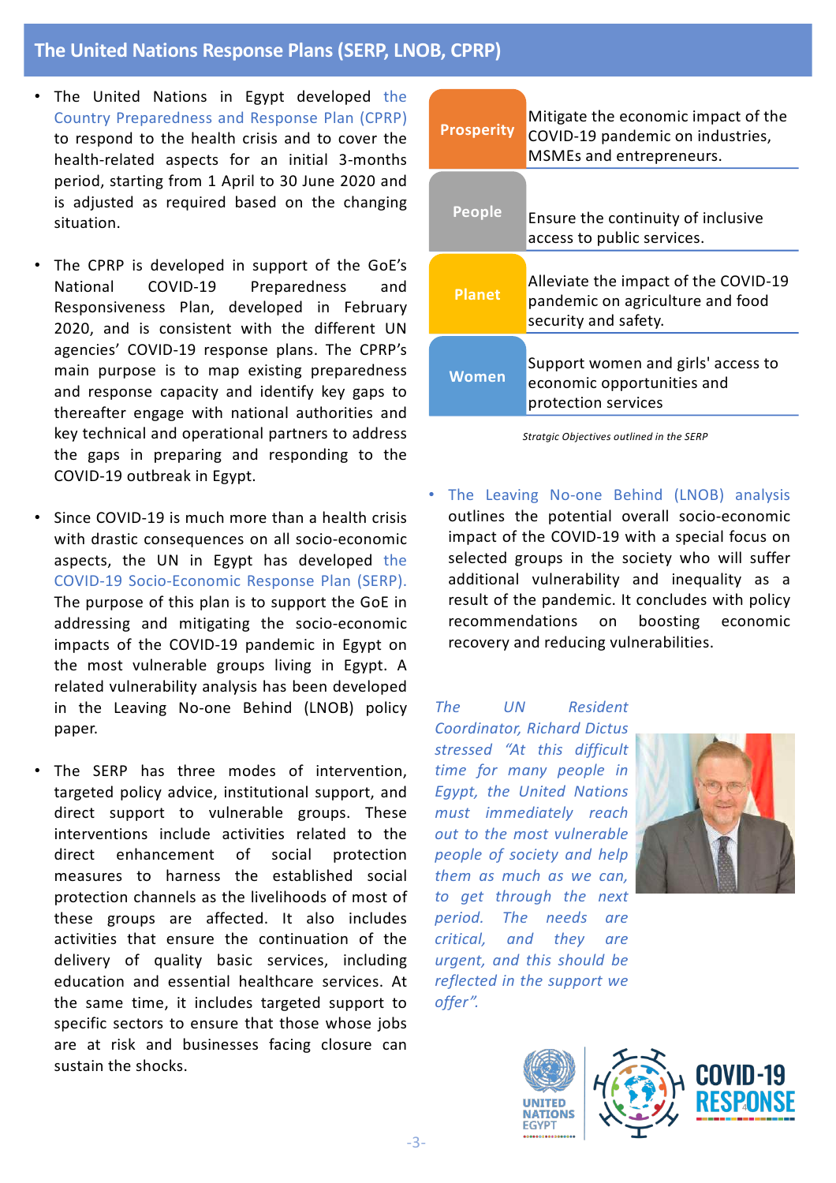## The United Nations Response Plans (SERP, LNOB, CPRP)

- The United Nations in Egypt developed the Country Preparedness and Response Plan (CPRP) to respond to the health crisis and to cover the health-related aspects for an initial 3-months period, starting from 1 April to 30 June 2020 and is adjusted as required based on the changing situation.

- The CPRP is developed in support of the GoE's National COVID-19 Preparedness and Responsiveness Plan, developed in February 2020, and is consistent with the different UN agencies' COVID-19 response plans. The CPRP's main purpose is to map existing preparedness and response capacity and identify key gaps to thereafter engage with national authorities and key technical and operational partners to address the gaps in preparing and responding to the COVID-19 outbreak in Egypt.

- Since COVID-19 is much more than a health crisis with drastic consequences on all socio-economic aspects, the UN in Egypt has developed the COVID-19 Socio-Economic Response Plan (SERP). The purpose of this plan is to support the GoE in addressing and mitigating the socio-economic impacts of the COVID-19 pandemic in Egypt on the most vulnerable groups living in Egypt. A related vulnerability analysis has been developed in the Leaving No-one Behind (LNOB) policy paper.

- The SERP has three modes of intervention, targeted policy advice, institutional support, and direct support to vulnerable groups. These interventions include activities related to the direct enhancement of social protection measures to harness the established social protection channels as the livelihoods of most of these groups are affected. It also includes activities that ensure the continuation of the delivery of quality basic services, including education and essential healthcare services. At the same time, it includes targeted support to specific sectors to ensure that those whose jobs are at risk and businesses facing closure can sustain the shocks.

| | |
|---|---|
| **Prosperity** | Mitigate the economic impact of the COVID-19 pandemic on industries, MSMEs and entrepreneurs. |
| **People** | Ensure the continuity of inclusive access to public services. |
| **Planet** | Alleviate the impact of the COVID-19 pandemic on agriculture and food security and safety. |
| **Women** | Support women and girls' access to economic opportunities and protection services |

*Stratgic Objectives outlined in the SERP*

- The Leaving No-one Behind (LNOB) analysis outlines the potential overall socio-economic impact of the COVID-19 with a special focus on selected groups in the society who will suffer additional vulnerability and inequality as a result of the pandemic. It concludes with policy recommendations on boosting economic recovery and reducing vulnerabilities.

*The UN Resident Coordinator, Richard Dictus stressed "At this difficult time for many people in Egypt, the United Nations must immediately reach out to the most vulnerable people of society and help them as much as we can, to get through the next period. The needs are critical, and they are urgent, and this should be reflected in the support we offer".*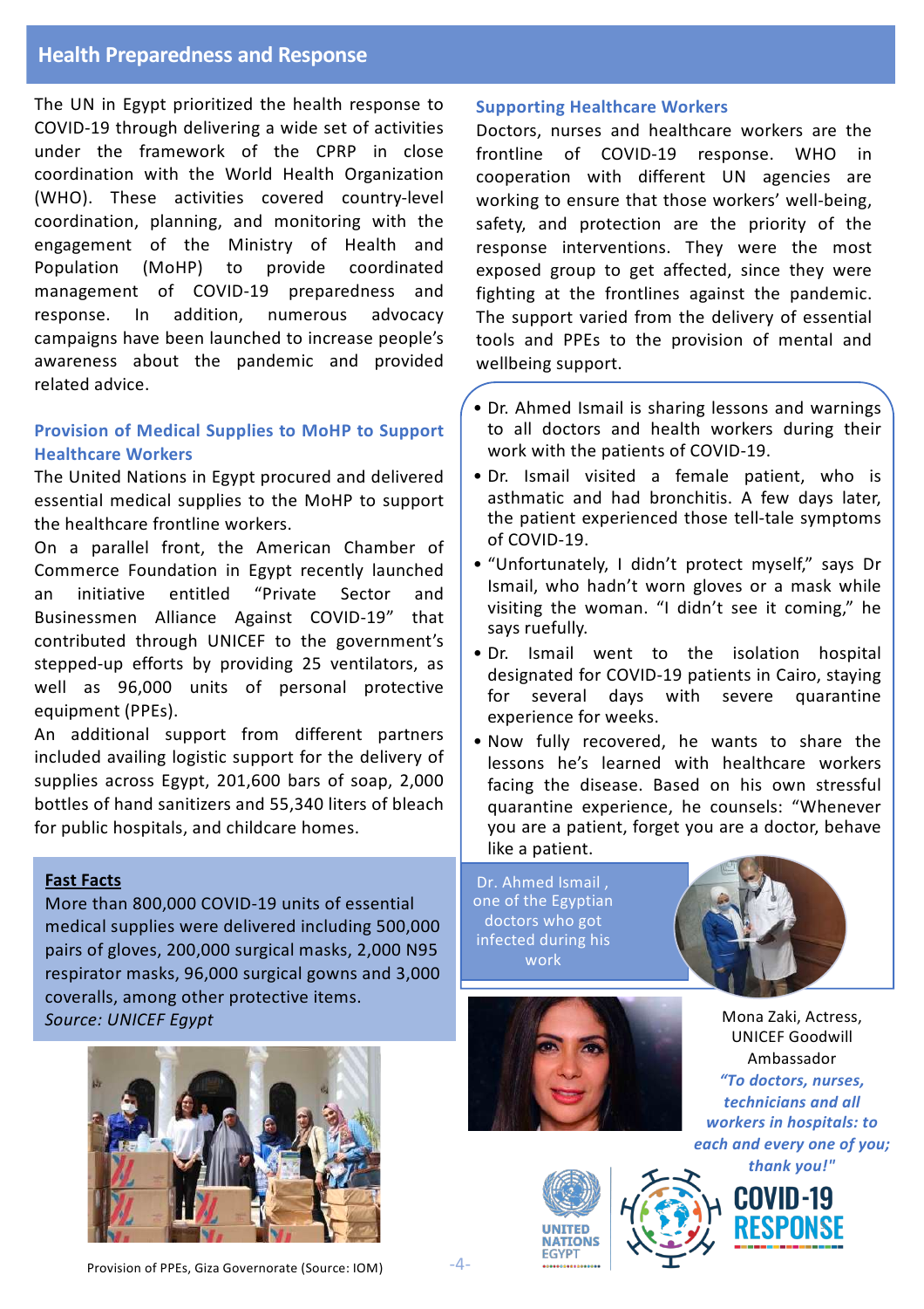## Health Preparedness and Response

The UN in Egypt prioritized the health response to COVID-19 through delivering a wide set of activities under the framework of the CPRP in close coordination with the World Health Organization (WHO). These activities covered country-level coordination, planning, and monitoring with the engagement of the Ministry of Health and Population (MoHP) to provide coordinated management of COVID-19 preparedness and response. In addition, numerous advocacy campaigns have been launched to increase people's awareness about the pandemic and provided related advice.

### Provision of Medical Supplies to MoHP to Support Healthcare Workers

The United Nations in Egypt procured and delivered essential medical supplies to the MoHP to support the healthcare frontline workers.

On a parallel front, the American Chamber of Commerce Foundation in Egypt recently launched an initiative entitled "Private Sector and Businessmen Alliance Against COVID-19" that contributed through UNICEF to the government's stepped-up efforts by providing 25 ventilators, as well as 96,000 units of personal protective equipment (PPEs).

An additional support from different partners included availing logistic support for the delivery of supplies across Egypt, 201,600 bars of soap, 2,000 bottles of hand sanitizers and 55,340 liters of bleach for public hospitals, and childcare homes.

**Fast Facts**

More than 800,000 COVID-19 units of essential medical supplies were delivered including 500,000 pairs of gloves, 200,000 surgical masks, 2,000 N95 respirator masks, 96,000 surgical gowns and 3,000 coveralls, among other protective items.
*Source: UNICEF Egypt*

Provision of PPEs, Giza Governorate (Source: IOM)

### Supporting Healthcare Workers

Doctors, nurses and healthcare workers are the frontline of COVID-19 response. WHO in cooperation with different UN agencies are working to ensure that those workers' well-being, safety, and protection are the priority of the response interventions. They were the most exposed group to get affected, since they were fighting at the frontlines against the pandemic. The support varied from the delivery of essential tools and PPEs to the provision of mental and wellbeing support.

- Dr. Ahmed Ismail is sharing lessons and warnings to all doctors and health workers during their work with the patients of COVID-19.
- Dr. Ismail visited a female patient, who is asthmatic and had bronchitis. A few days later, the patient experienced those tell-tale symptoms of COVID-19.
- "Unfortunately, I didn't protect myself," says Dr Ismail, who hadn't worn gloves or a mask while visiting the woman. "I didn't see it coming," he says ruefully.
- Dr. Ismail went to the isolation hospital designated for COVID-19 patients in Cairo, staying for several days with severe quarantine experience for weeks.
- Now fully recovered, he wants to share the lessons he's learned with healthcare workers facing the disease. Based on his own stressful quarantine experience, he counsels: "Whenever you are a patient, forget you are a doctor, behave like a patient.

Dr. Ahmed Ismail , one of the Egyptian doctors who got infected during his work

Mona Zaki, Actress, UNICEF Goodwill Ambassador

***"To doctors, nurses, technicians and all workers in hospitals: to each and every one of you; thank you!"***

UNITED NATIONS EGYPT

COVID-19 RESPONSE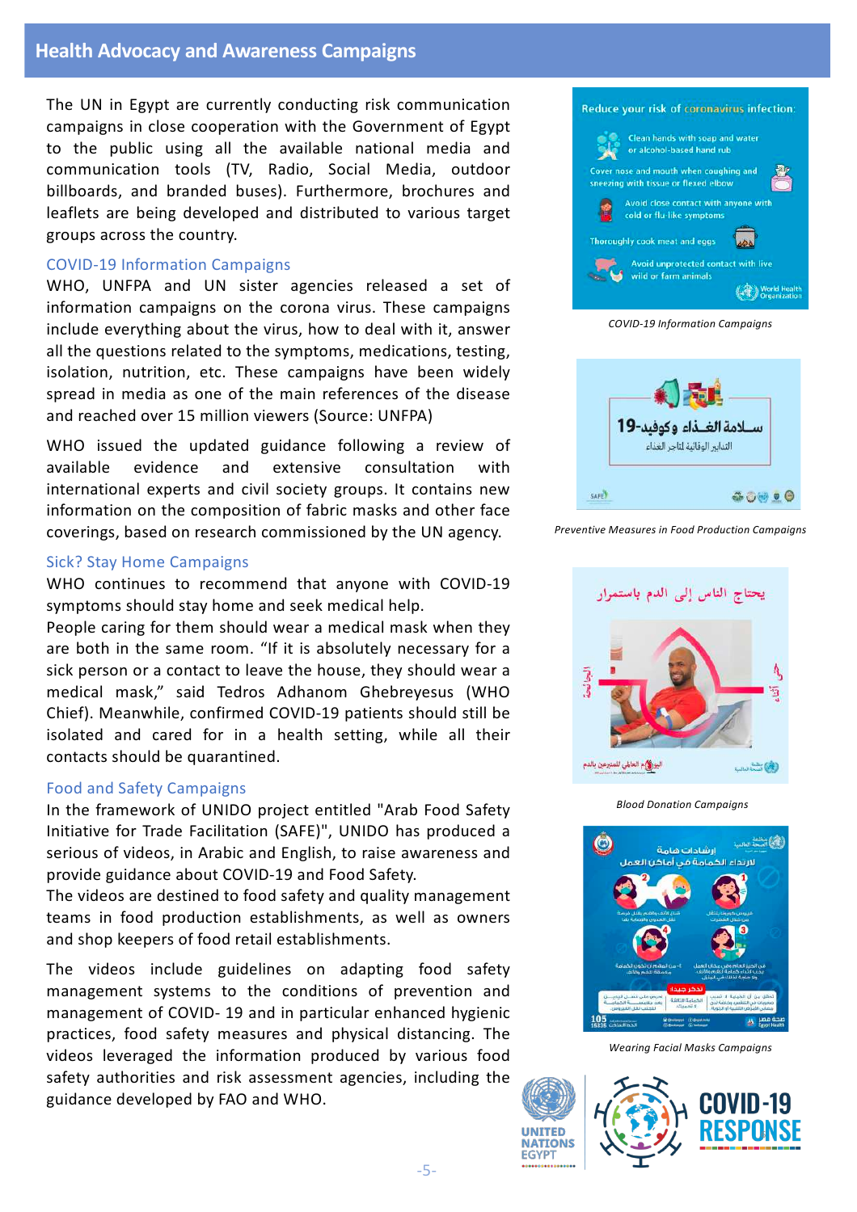## Health Advocacy and Awareness Campaigns

The UN in Egypt are currently conducting risk communication campaigns in close cooperation with the Government of Egypt to the public using all the available national media and communication tools (TV, Radio, Social Media, outdoor billboards, and branded buses). Furthermore, brochures and leaflets are being developed and distributed to various target groups across the country.

### COVID-19 Information Campaigns

WHO, UNFPA and UN sister agencies released a set of information campaigns on the corona virus. These campaigns include everything about the virus, how to deal with it, answer all the questions related to the symptoms, medications, testing, isolation, nutrition, etc. These campaigns have been widely spread in media as one of the main references of the disease and reached over 15 million viewers (Source: UNFPA)

WHO issued the updated guidance following a review of available evidence and extensive consultation with international experts and civil society groups. It contains new information on the composition of fabric masks and other face coverings, based on research commissioned by the UN agency.

### Sick? Stay Home Campaigns

WHO continues to recommend that anyone with COVID-19 symptoms should stay home and seek medical help.
People caring for them should wear a medical mask when they are both in the same room. "If it is absolutely necessary for a sick person or a contact to leave the house, they should wear a medical mask," said Tedros Adhanom Ghebreyesus (WHO Chief). Meanwhile, confirmed COVID-19 patients should still be isolated and cared for in a health setting, while all their contacts should be quarantined.

### Food and Safety Campaigns

In the framework of UNIDO project entitled "Arab Food Safety Initiative for Trade Facilitation (SAFE)", UNIDO has produced a serious of videos, in Arabic and English, to raise awareness and provide guidance about COVID-19 and Food Safety.
The videos are destined to food safety and quality management teams in food production establishments, as well as owners and shop keepers of food retail establishments.

The videos include guidelines on adapting food safety management systems to the conditions of prevention and management of COVID- 19 and in particular enhanced hygienic practices, food safety measures and physical distancing. The videos leveraged the information produced by various food safety authorities and risk assessment agencies, including the guidance developed by FAO and WHO.

*COVID-19 Information Campaigns*

*Preventive Measures in Food Production Campaigns*

*Blood Donation Campaigns*

*Wearing Facial Masks Campaigns*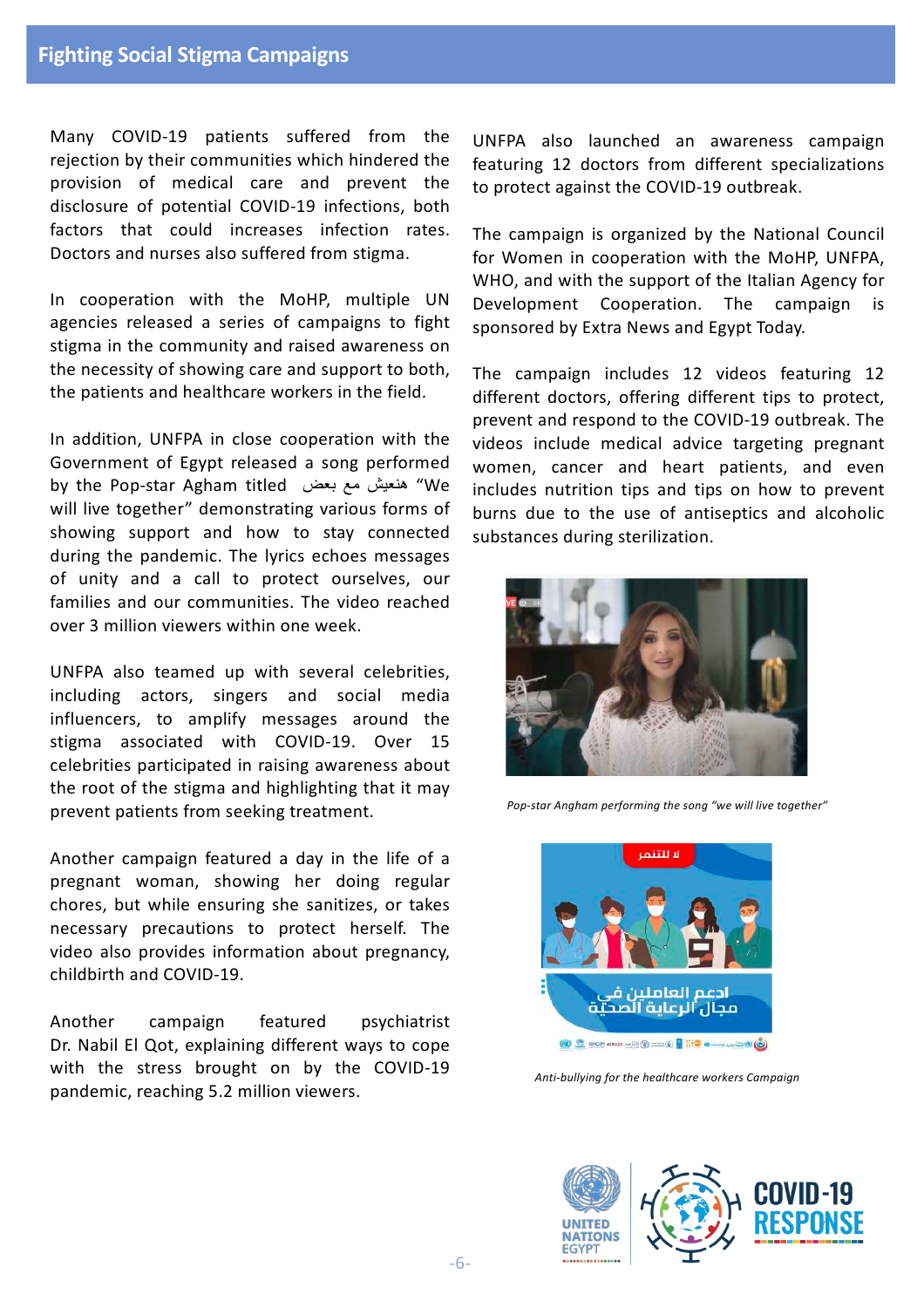## Fighting Social Stigma Campaigns

Many COVID-19 patients suffered from the rejection by their communities which hindered the provision of medical care and prevent the disclosure of potential COVID-19 infections, both factors that could increases infection rates. Doctors and nurses also suffered from stigma.

In cooperation with the MoHP, multiple UN agencies released a series of campaigns to fight stigma in the community and raised awareness on the necessity of showing care and support to both, the patients and healthcare workers in the field.

In addition, UNFPA in close cooperation with the Government of Egypt released a song performed by the Pop-star Agham titled هنعيش مع بعض "We will live together" demonstrating various forms of showing support and how to stay connected during the pandemic. The lyrics echoes messages of unity and a call to protect ourselves, our families and our communities. The video reached over 3 million viewers within one week.

UNFPA also teamed up with several celebrities, including actors, singers and social media influencers, to amplify messages around the stigma associated with COVID-19. Over 15 celebrities participated in raising awareness about the root of the stigma and highlighting that it may prevent patients from seeking treatment.

Another campaign featured a day in the life of a pregnant woman, showing her doing regular chores, but while ensuring she sanitizes, or takes necessary precautions to protect herself. The video also provides information about pregnancy, childbirth and COVID-19.

Another campaign featured psychiatrist Dr. Nabil El Qot, explaining different ways to cope with the stress brought on by the COVID-19 pandemic, reaching 5.2 million viewers.

UNFPA also launched an awareness campaign featuring 12 doctors from different specializations to protect against the COVID-19 outbreak.

The campaign is organized by the National Council for Women in cooperation with the MoHP, UNFPA, WHO, and with the support of the Italian Agency for Development Cooperation. The campaign is sponsored by Extra News and Egypt Today.

The campaign includes 12 videos featuring 12 different doctors, offering different tips to protect, prevent and respond to the COVID-19 outbreak. The videos include medical advice targeting pregnant women, cancer and heart patients, and even includes nutrition tips and tips on how to prevent burns due to the use of antiseptics and alcoholic substances during sterilization.

*Pop-star Angham performing the song "we will live together"*

*Anti-bullying for the healthcare workers Campaign*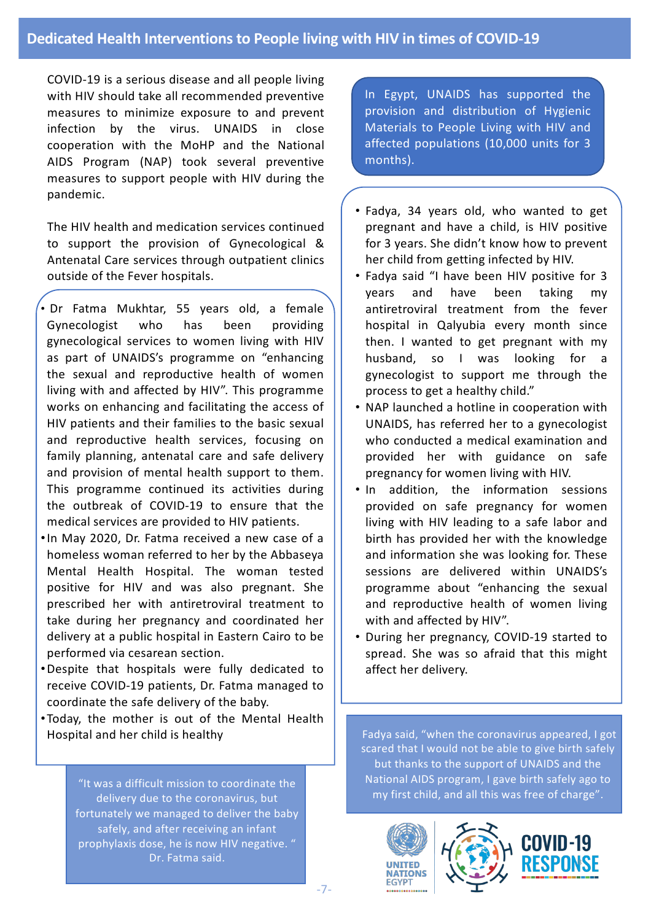## Dedicated Health Interventions to People living with HIV in times of COVID-19

COVID-19 is a serious disease and all people living with HIV should take all recommended preventive measures to minimize exposure to and prevent infection by the virus. UNAIDS in close cooperation with the MoHP and the National AIDS Program (NAP) took several preventive measures to support people with HIV during the pandemic.

The HIV health and medication services continued to support the provision of Gynecological & Antenatal Care services through outpatient clinics outside of the Fever hospitals.

- Dr Fatma Mukhtar, 55 years old, a female Gynecologist who has been providing gynecological services to women living with HIV as part of UNAIDS's programme on "enhancing the sexual and reproductive health of women living with and affected by HIV". This programme works on enhancing and facilitating the access of HIV patients and their families to the basic sexual and reproductive health services, focusing on family planning, antenatal care and safe delivery and provision of mental health support to them. This programme continued its activities during the outbreak of COVID-19 to ensure that the medical services are provided to HIV patients.
- In May 2020, Dr. Fatma received a new case of a homeless woman referred to her by the Abbaseya Mental Health Hospital. The woman tested positive for HIV and was also pregnant. She prescribed her with antiretroviral treatment to take during her pregnancy and coordinated her delivery at a public hospital in Eastern Cairo to be performed via cesarean section.
- Despite that hospitals were fully dedicated to receive COVID-19 patients, Dr. Fatma managed to coordinate the safe delivery of the baby.
- Today, the mother is out of the Mental Health Hospital and her child is healthy

"It was a difficult mission to coordinate the delivery due to the coronavirus, but fortunately we managed to deliver the baby safely, and after receiving an infant prophylaxis dose, he is now HIV negative. " Dr. Fatma said.

In Egypt, UNAIDS has supported the provision and distribution of Hygienic Materials to People Living with HIV and affected populations (10,000 units for 3 months).

- Fadya, 34 years old, who wanted to get pregnant and have a child, is HIV positive for 3 years. She didn't know how to prevent her child from getting infected by HIV.
- Fadya said "I have been HIV positive for 3 years and have been taking my antiretroviral treatment from the fever hospital in Qalyubia every month since then. I wanted to get pregnant with my husband, so I was looking for a gynecologist to support me through the process to get a healthy child."
- NAP launched a hotline in cooperation with UNAIDS, has referred her to a gynecologist who conducted a medical examination and provided her with guidance on safe pregnancy for women living with HIV.
- In addition, the information sessions provided on safe pregnancy for women living with HIV leading to a safe labor and birth has provided her with the knowledge and information she was looking for. These sessions are delivered within UNAIDS's programme about "enhancing the sexual and reproductive health of women living with and affected by HIV".
- During her pregnancy, COVID-19 started to spread. She was so afraid that this might affect her delivery.

Fadya said, "when the coronavirus appeared, I got scared that I would not be able to give birth safely but thanks to the support of UNAIDS and the National AIDS program, I gave birth safely ago to my first child, and all this was free of charge".

UNITED NATIONS EGYPT

COVID-19 RESPONSE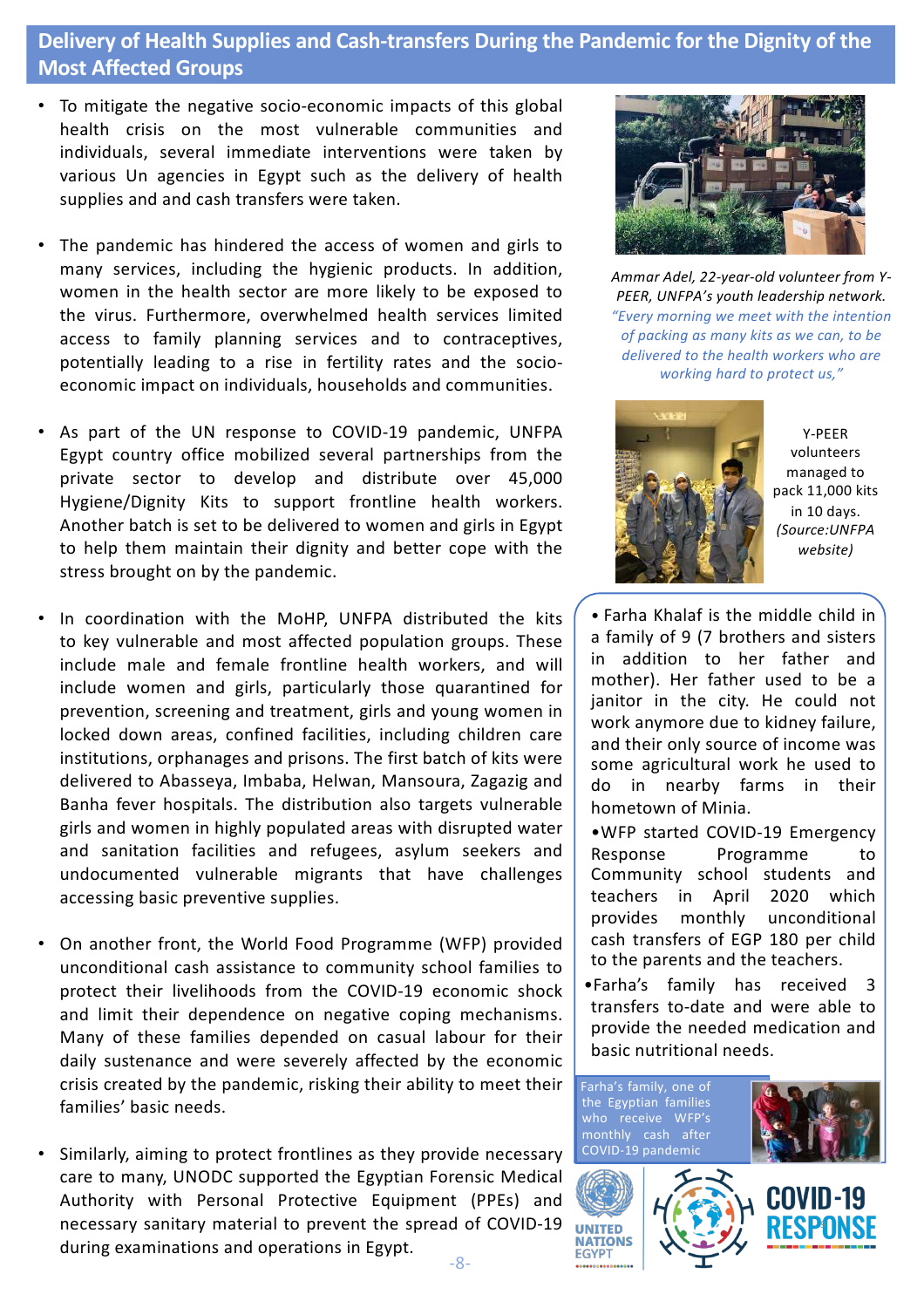## Delivery of Health Supplies and Cash-transfers During the Pandemic for the Dignity of the Most Affected Groups

- To mitigate the negative socio-economic impacts of this global health crisis on the most vulnerable communities and individuals, several immediate interventions were taken by various Un agencies in Egypt such as the delivery of health supplies and and cash transfers were taken.

- The pandemic has hindered the access of women and girls to many services, including the hygienic products. In addition, women in the health sector are more likely to be exposed to the virus. Furthermore, overwhelmed health services limited access to family planning services and to contraceptives, potentially leading to a rise in fertility rates and the socio-economic impact on individuals, households and communities.

- As part of the UN response to COVID-19 pandemic, UNFPA Egypt country office mobilized several partnerships from the private sector to develop and distribute over 45,000 Hygiene/Dignity Kits to support frontline health workers. Another batch is set to be delivered to women and girls in Egypt to help them maintain their dignity and better cope with the stress brought on by the pandemic.

- In coordination with the MoHP, UNFPA distributed the kits to key vulnerable and most affected population groups. These include male and female frontline health workers, and will include women and girls, particularly those quarantined for prevention, screening and treatment, girls and young women in locked down areas, confined facilities, including children care institutions, orphanages and prisons. The first batch of kits were delivered to Abasseya, Imbaba, Helwan, Mansoura, Zagazig and Banha fever hospitals. The distribution also targets vulnerable girls and women in highly populated areas with disrupted water and sanitation facilities and refugees, asylum seekers and undocumented vulnerable migrants that have challenges accessing basic preventive supplies.

- On another front, the World Food Programme (WFP) provided unconditional cash assistance to community school families to protect their livelihoods from the COVID-19 economic shock and limit their dependence on negative coping mechanisms. Many of these families depended on casual labour for their daily sustenance and were severely affected by the economic crisis created by the pandemic, risking their ability to meet their families' basic needs.

- Similarly, aiming to protect frontlines as they provide necessary care to many, UNODC supported the Egyptian Forensic Medical Authority with Personal Protective Equipment (PPEs) and necessary sanitary material to prevent the spread of COVID-19 during examinations and operations in Egypt.

*Ammar Adel, 22-year-old volunteer from Y-PEER, UNFPA's youth leadership network. "Every morning we meet with the intention of packing as many kits as we can, to be delivered to the health workers who are working hard to protect us,"*

Y-PEER volunteers managed to pack 11,000 kits in 10 days. *(Source:UNFPA website)*

- Farha Khalaf is the middle child in a family of 9 (7 brothers and sisters in addition to her father and mother). Her father used to be a janitor in the city. He could not work anymore due to kidney failure, and their only source of income was some agricultural work he used to do in nearby farms in their hometown of Minia.
- WFP started COVID-19 Emergency Response Programme to Community school students and teachers in April 2020 which provides monthly unconditional cash transfers of EGP 180 per child to the parents and the teachers.
- Farha's family has received 3 transfers to-date and were able to provide the needed medication and basic nutritional needs.

Farha's family, one of the Egyptian families who receive WFP's monthly cash after COVID-19 pandemic

UNITED NATIONS EGYPT

COVID-19 RESPONSE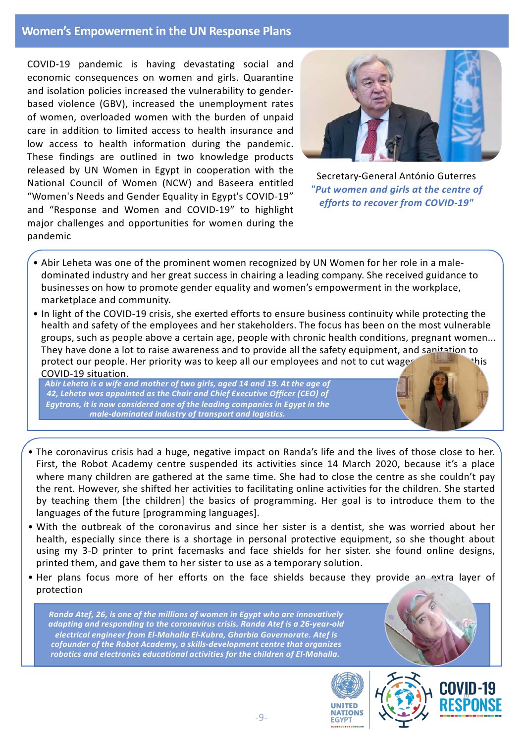## Women's Empowerment in the UN Response Plans

COVID-19 pandemic is having devastating social and economic consequences on women and girls. Quarantine and isolation policies increased the vulnerability to gender-based violence (GBV), increased the unemployment rates of women, overloaded women with the burden of unpaid care in addition to limited access to health insurance and low access to health information during the pandemic. These findings are outlined in two knowledge products released by UN Women in Egypt in cooperation with the National Council of Women (NCW) and Baseera entitled "Women's Needs and Gender Equality in Egypt's COVID-19" and "Response and Women and COVID-19" to highlight major challenges and opportunities for women during the pandemic

Secretary-General António Guterres
***"Put women and girls at the centre of efforts to recover from COVID-19"***

- Abir Leheta was one of the prominent women recognized by UN Women for her role in a male-dominated industry and her great success in chairing a leading company. She received guidance to businesses on how to promote gender equality and women's empowerment in the workplace, marketplace and community.
- In light of the COVID-19 crisis, she exerted efforts to ensure business continuity while protecting the health and safety of the employees and her stakeholders. The focus has been on the most vulnerable groups, such as people above a certain age, people with chronic health conditions, pregnant women... They have done a lot to raise awareness and to provide all the safety equipment, and sanitation to protect our people. Her priority was to keep all our employees and not to cut wages this COVID-19 situation.

***Abir Leheta is a wife and mother of two girls, aged 14 and 19. At the age of 42, Leheta was appointed as the Chair and Chief Executive Officer (CEO) of Egytrans, it is now considered one of the leading companies in Egypt in the male-dominated industry of transport and logistics.***

- The coronavirus crisis had a huge, negative impact on Randa's life and the lives of those close to her. First, the Robot Academy centre suspended its activities since 14 March 2020, because it's a place where many children are gathered at the same time. She had to close the centre as she couldn't pay the rent. However, she shifted her activities to facilitating online activities for the children. She started by teaching them [the children] the basics of programming. Her goal is to introduce them to the languages of the future [programming languages].
- With the outbreak of the coronavirus and since her sister is a dentist, she was worried about her health, especially since there is a shortage in personal protective equipment, so she thought about using my 3-D printer to print facemasks and face shields for her sister. she found online designs, printed them, and gave them to her sister to use as a temporary solution.
- Her plans focus more of her efforts on the face shields because they provide an extra layer of protection

***Randa Atef, 26, is one of the millions of women in Egypt who are innovatively adapting and responding to the coronavirus crisis. Randa Atef is a 26-year-old electrical engineer from El-Mahalla El-Kubra, Gharbia Governorate. Atef is cofounder of the Robot Academy, a skills-development centre that organizes robotics and electronics educational activities for the children of El-Mahalla.***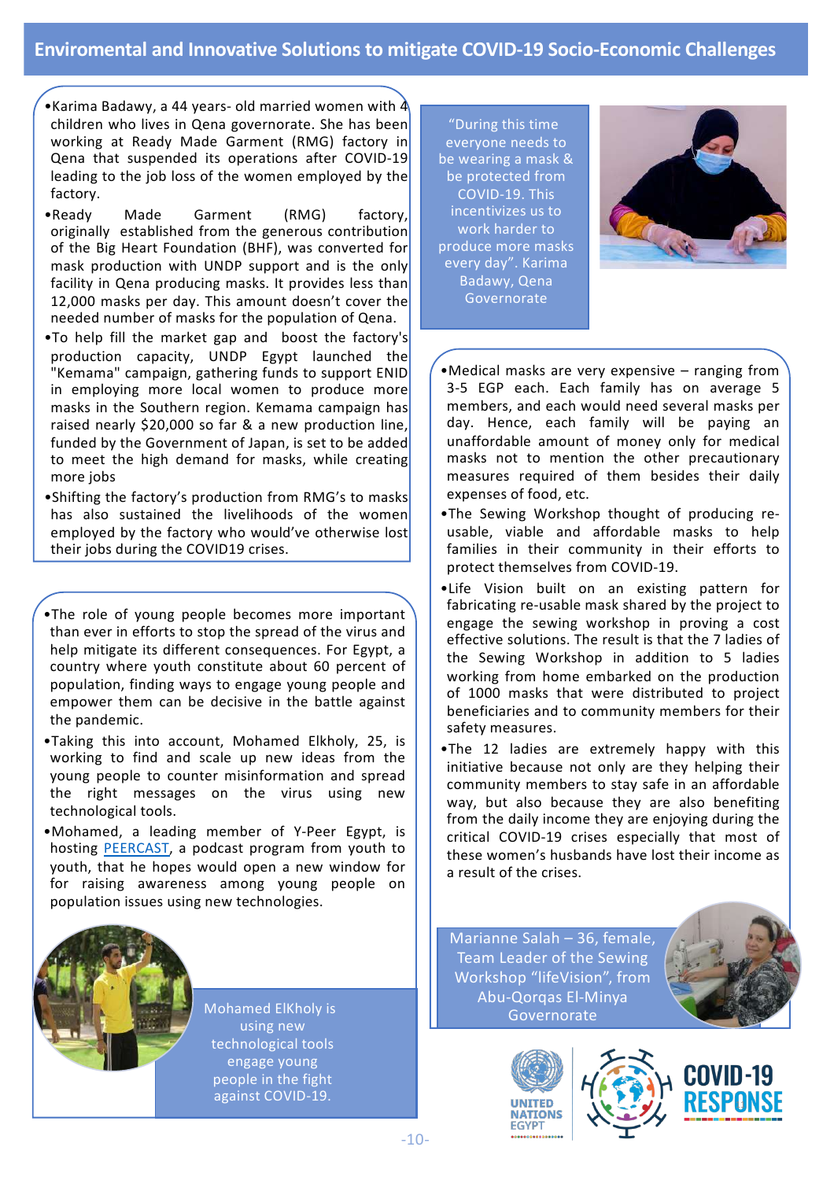# Enviromental and Innovative Solutions to mitigate COVID-19 Socio-Economic Challenges

- Karima Badawy, a 44 years- old married women with 4 children who lives in Qena governorate. She has been working at Ready Made Garment (RMG) factory in Qena that suspended its operations after COVID-19 leading to the job loss of the women employed by the factory.
- Ready Made Garment (RMG) factory, originally established from the generous contribution of the Big Heart Foundation (BHF), was converted for mask production with UNDP support and is the only facility in Qena producing masks. It provides less than 12,000 masks per day. This amount doesn't cover the needed number of masks for the population of Qena.
- To help fill the market gap and boost the factory's production capacity, UNDP Egypt launched the "Kemama" campaign, gathering funds to support ENID in employing more local women to produce more masks in the Southern region. Kemama campaign has raised nearly $20,000 so far & a new production line, funded by the Government of Japan, is set to be added to meet the high demand for masks, while creating more jobs
- Shifting the factory's production from RMG's to masks has also sustained the livelihoods of the women employed by the factory who would've otherwise lost their jobs during the COVID19 crises.

"During this time everyone needs to be wearing a mask & be protected from COVID-19. This incentivizes us to work harder to produce more masks every day". Karima Badawy, Qena Governorate

- The role of young people becomes more important than ever in efforts to stop the spread of the virus and help mitigate its different consequences. For Egypt, a country where youth constitute about 60 percent of population, finding ways to engage young people and empower them can be decisive in the battle against the pandemic.
- Taking this into account, Mohamed Elkholy, 25, is working to find and scale up new ideas from the young people to counter misinformation and spread the right messages on the virus using new technological tools.
- Mohamed, a leading member of Y-Peer Egypt, is hosting PEERCAST, a podcast program from youth to youth, that he hopes would open a new window for for raising awareness among young people on population issues using new technologies.

Mohamed ElKholy is using new technological tools engage young people in the fight against COVID-19.

- Medical masks are very expensive – ranging from 3-5 EGP each. Each family has on average 5 members, and each would need several masks per day. Hence, each family will be paying an unaffordable amount of money only for medical masks not to mention the other precautionary measures required of them besides their daily expenses of food, etc.
- The Sewing Workshop thought of producing re-usable, viable and affordable masks to help families in their community in their efforts to protect themselves from COVID-19.
- Life Vision built on an existing pattern for fabricating re-usable mask shared by the project to engage the sewing workshop in proving a cost effective solutions. The result is that the 7 ladies of the Sewing Workshop in addition to 5 ladies working from home embarked on the production of 1000 masks that were distributed to project beneficiaries and to community members for their safety measures.
- The 12 ladies are extremely happy with this initiative because not only are they helping their community members to stay safe in an affordable way, but also because they are also benefiting from the daily income they are enjoying during the critical COVID-19 crises especially that most of these women's husbands have lost their income as a result of the crises.

Marianne Salah – 36, female, Team Leader of the Sewing Workshop "lifeVision", from Abu-Qorqas El-Minya Governorate

UNITED NATIONS EGYPT

COVID-19 RESPONSE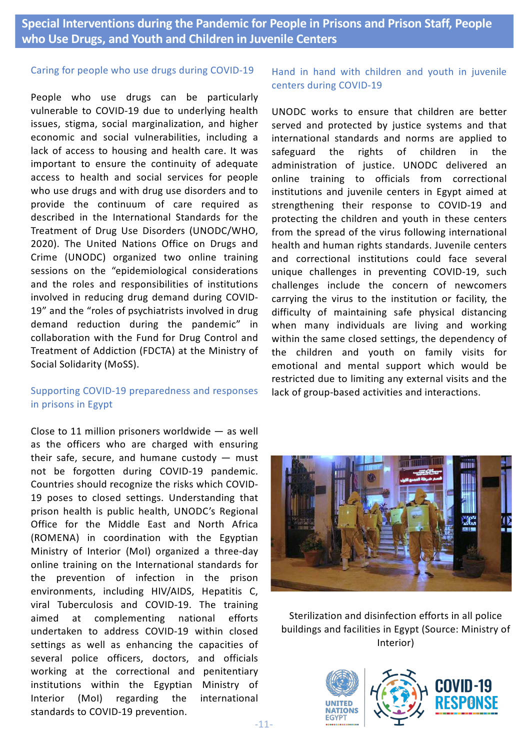## Special Interventions during the Pandemic for People in Prisons and Prison Staff, People who Use Drugs, and Youth and Children in Juvenile Centers

### Caring for people who use drugs during COVID-19

People who use drugs can be particularly vulnerable to COVID-19 due to underlying health issues, stigma, social marginalization, and higher economic and social vulnerabilities, including a lack of access to housing and health care. It was important to ensure the continuity of adequate access to health and social services for people who use drugs and with drug use disorders and to provide the continuum of care required as described in the International Standards for the Treatment of Drug Use Disorders (UNODC/WHO, 2020). The United Nations Office on Drugs and Crime (UNODC) organized two online training sessions on the "epidemiological considerations and the roles and responsibilities of institutions involved in reducing drug demand during COVID-19" and the "roles of psychiatrists involved in drug demand reduction during the pandemic" in collaboration with the Fund for Drug Control and Treatment of Addiction (FDCTA) at the Ministry of Social Solidarity (MoSS).

### Supporting COVID-19 preparedness and responses in prisons in Egypt

Close to 11 million prisoners worldwide — as well as the officers who are charged with ensuring their safe, secure, and humane custody — must not be forgotten during COVID-19 pandemic. Countries should recognize the risks which COVID-19 poses to closed settings. Understanding that prison health is public health, UNODC's Regional Office for the Middle East and North Africa (ROMENA) in coordination with the Egyptian Ministry of Interior (MoI) organized a three-day online training on the International standards for the prevention of infection in the prison environments, including HIV/AIDS, Hepatitis C, viral Tuberculosis and COVID-19. The training aimed at complementing national efforts undertaken to address COVID-19 within closed settings as well as enhancing the capacities of several police officers, doctors, and officials working at the correctional and penitentiary institutions within the Egyptian Ministry of Interior (MoI) regarding the international standards to COVID-19 prevention.

### Hand in hand with children and youth in juvenile centers during COVID-19

UNODC works to ensure that children are better served and protected by justice systems and that international standards and norms are applied to safeguard the rights of children in the administration of justice. UNODC delivered an online training to officials from correctional institutions and juvenile centers in Egypt aimed at strengthening their response to COVID-19 and protecting the children and youth in these centers from the spread of the virus following international health and human rights standards. Juvenile centers and correctional institutions could face several unique challenges in preventing COVID-19, such challenges include the concern of newcomers carrying the virus to the institution or facility, the difficulty of maintaining safe physical distancing when many individuals are living and working within the same closed settings, the dependency of the children and youth on family visits for emotional and mental support which would be restricted due to limiting any external visits and the lack of group-based activities and interactions.

Sterilization and disinfection efforts in all police buildings and facilities in Egypt (Source: Ministry of Interior)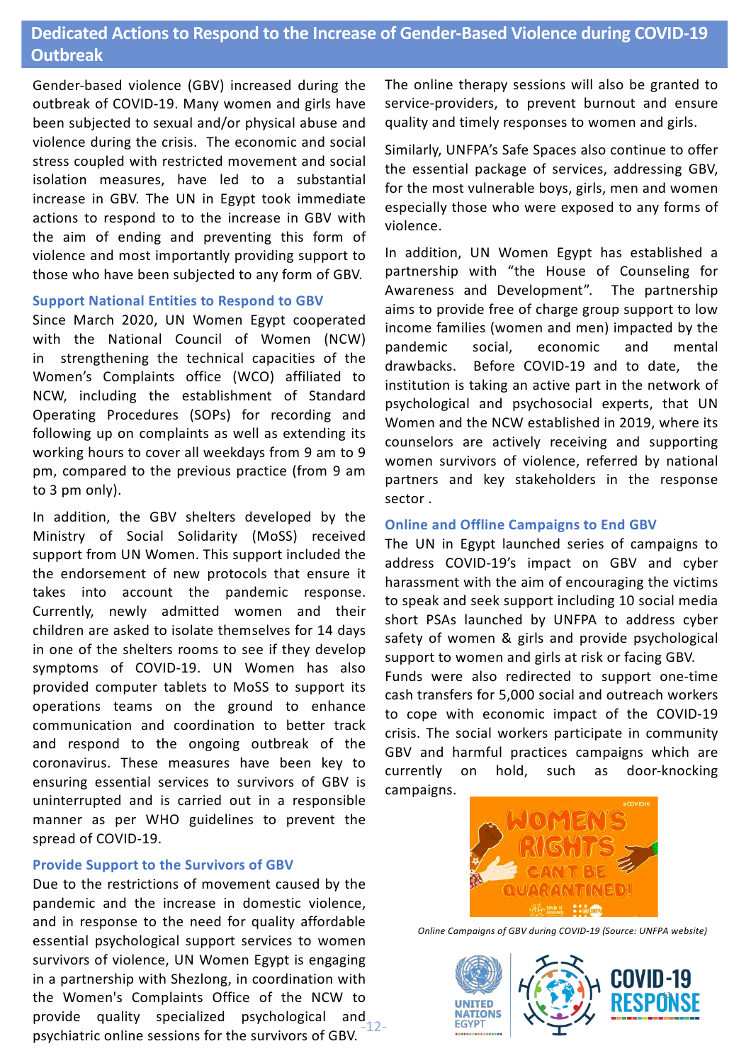## Dedicated Actions to Respond to the Increase of Gender-Based Violence during COVID-19 Outbreak

Gender-based violence (GBV) increased during the outbreak of COVID-19. Many women and girls have been subjected to sexual and/or physical abuse and violence during the crisis. The economic and social stress coupled with restricted movement and social isolation measures, have led to a substantial increase in GBV. The UN in Egypt took immediate actions to respond to to the increase in GBV with the aim of ending and preventing this form of violence and most importantly providing support to those who have been subjected to any form of GBV.

### Support National Entities to Respond to GBV

Since March 2020, UN Women Egypt cooperated with the National Council of Women (NCW) in strengthening the technical capacities of the Women's Complaints office (WCO) affiliated to NCW, including the establishment of Standard Operating Procedures (SOPs) for recording and following up on complaints as well as extending its working hours to cover all weekdays from 9 am to 9 pm, compared to the previous practice (from 9 am to 3 pm only).

In addition, the GBV shelters developed by the Ministry of Social Solidarity (MoSS) received support from UN Women. This support included the the endorsement of new protocols that ensure it takes into account the pandemic response. Currently, newly admitted women and their children are asked to isolate themselves for 14 days in one of the shelters rooms to see if they develop symptoms of COVID-19. UN Women has also provided computer tablets to MoSS to support its operations teams on the ground to enhance communication and coordination to better track and respond to the ongoing outbreak of the coronavirus. These measures have been key to ensuring essential services to survivors of GBV is uninterrupted and is carried out in a responsible manner as per WHO guidelines to prevent the spread of COVID-19.

### Provide Support to the Survivors of GBV

Due to the restrictions of movement caused by the pandemic and the increase in domestic violence, and in response to the need for quality affordable essential psychological support services to women survivors of violence, UN Women Egypt is engaging in a partnership with Shezlong, in coordination with the Women's Complaints Office of the NCW to provide quality specialized psychological and psychiatric online sessions for the survivors of GBV. The online therapy sessions will also be granted to service-providers, to prevent burnout and ensure quality and timely responses to women and girls.

Similarly, UNFPA's Safe Spaces also continue to offer the essential package of services, addressing GBV, for the most vulnerable boys, girls, men and women especially those who were exposed to any forms of violence.

In addition, UN Women Egypt has established a partnership with "the House of Counseling for Awareness and Development". The partnership aims to provide free of charge group support to low income families (women and men) impacted by the pandemic social, economic and mental drawbacks. Before COVID-19 and to date, the institution is taking an active part in the network of psychological and psychosocial experts, that UN Women and the NCW established in 2019, where its counselors are actively receiving and supporting women survivors of violence, referred by national partners and key stakeholders in the response sector .

### Online and Offline Campaigns to End GBV

The UN in Egypt launched series of campaigns to address COVID-19's impact on GBV and cyber harassment with the aim of encouraging the victims to speak and seek support including 10 social media short PSAs launched by UNFPA to address cyber safety of women & girls and provide psychological support to women and girls at risk or facing GBV.

Funds were also redirected to support one-time cash transfers for 5,000 social and outreach workers to cope with economic impact of the COVID-19 crisis. The social workers participate in community GBV and harmful practices campaigns which are currently on hold, such as door-knocking campaigns.

*Online Campaigns of GBV during COVID-19 (Source: UNFPA website)*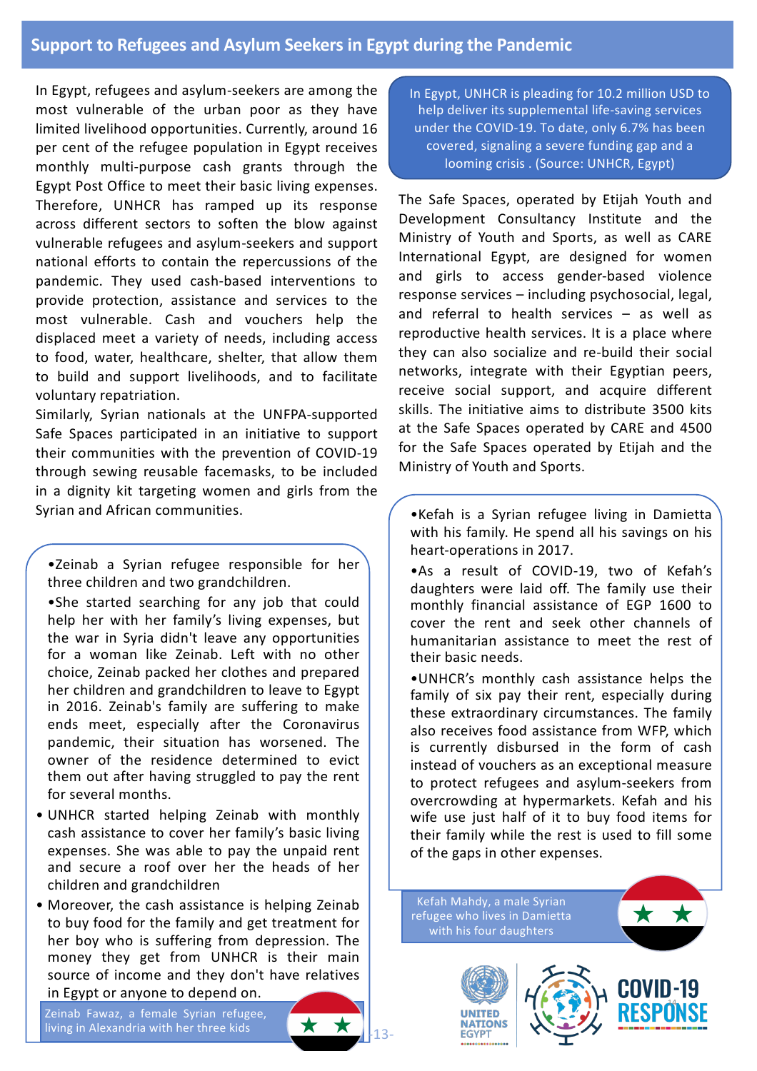## Support to Refugees and Asylum Seekers in Egypt during the Pandemic

In Egypt, refugees and asylum-seekers are among the most vulnerable of the urban poor as they have limited livelihood opportunities. Currently, around 16 per cent of the refugee population in Egypt receives monthly multi-purpose cash grants through the Egypt Post Office to meet their basic living expenses. Therefore, UNHCR has ramped up its response across different sectors to soften the blow against vulnerable refugees and asylum-seekers and support national efforts to contain the repercussions of the pandemic. They used cash-based interventions to provide protection, assistance and services to the most vulnerable. Cash and vouchers help the displaced meet a variety of needs, including access to food, water, healthcare, shelter, that allow them to build and support livelihoods, and to facilitate voluntary repatriation.

Similarly, Syrian nationals at the UNFPA-supported Safe Spaces participated in an initiative to support their communities with the prevention of COVID-19 through sewing reusable facemasks, to be included in a dignity kit targeting women and girls from the Syrian and African communities.

- Zeinab a Syrian refugee responsible for her three children and two grandchildren.
- She started searching for any job that could help her with her family's living expenses, but the war in Syria didn't leave any opportunities for a woman like Zeinab. Left with no other choice, Zeinab packed her clothes and prepared her children and grandchildren to leave to Egypt in 2016. Zeinab's family are suffering to make ends meet, especially after the Coronavirus pandemic, their situation has worsened. The owner of the residence determined to evict them out after having struggled to pay the rent for several months.
- UNHCR started helping Zeinab with monthly cash assistance to cover her family's basic living expenses. She was able to pay the unpaid rent and secure a roof over her the heads of her children and grandchildren
- Moreover, the cash assistance is helping Zeinab to buy food for the family and get treatment for her boy who is suffering from depression. The money they get from UNHCR is their main source of income and they don't have relatives in Egypt or anyone to depend on.

Zeinab Fawaz, a female Syrian refugee, living in Alexandria with her three kids

In Egypt, UNHCR is pleading for 10.2 million USD to help deliver its supplemental life-saving services under the COVID-19. To date, only 6.7% has been covered, signaling a severe funding gap and a looming crisis . (Source: UNHCR, Egypt)

The Safe Spaces, operated by Etijah Youth and Development Consultancy Institute and the Ministry of Youth and Sports, as well as CARE International Egypt, are designed for women and girls to access gender-based violence response services – including psychosocial, legal, and referral to health services – as well as reproductive health services. It is a place where they can also socialize and re-build their social networks, integrate with their Egyptian peers, receive social support, and acquire different skills. The initiative aims to distribute 3500 kits at the Safe Spaces operated by CARE and 4500 for the Safe Spaces operated by Etijah and the Ministry of Youth and Sports.

- Kefah is a Syrian refugee living in Damietta with his family. He spend all his savings on his heart-operations in 2017.
- As a result of COVID-19, two of Kefah's daughters were laid off. The family use their monthly financial assistance of EGP 1600 to cover the rent and seek other channels of humanitarian assistance to meet the rest of their basic needs.
- UNHCR's monthly cash assistance helps the family of six pay their rent, especially during these extraordinary circumstances. The family also receives food assistance from WFP, which is currently disbursed in the form of cash instead of vouchers as an exceptional measure to protect refugees and asylum-seekers from overcrowding at hypermarkets. Kefah and his wife use just half of it to buy food items for their family while the rest is used to fill some of the gaps in other expenses.

Kefah Mahdy, a male Syrian refugee who lives in Damietta with his four daughters

UNITED NATIONS EGYPT

COVID-19 RESPONSE